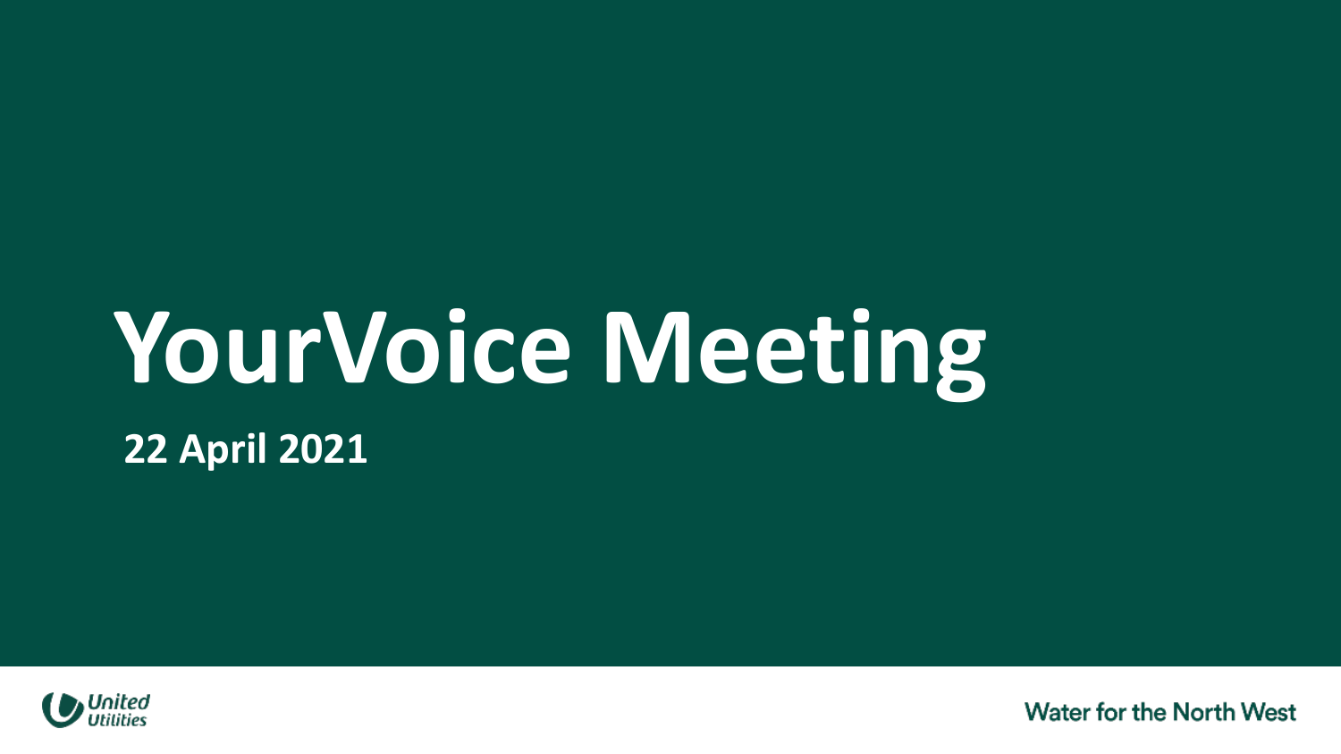# YourVoice Meeting

**22 April 2021**

United Utilities

Water for the North West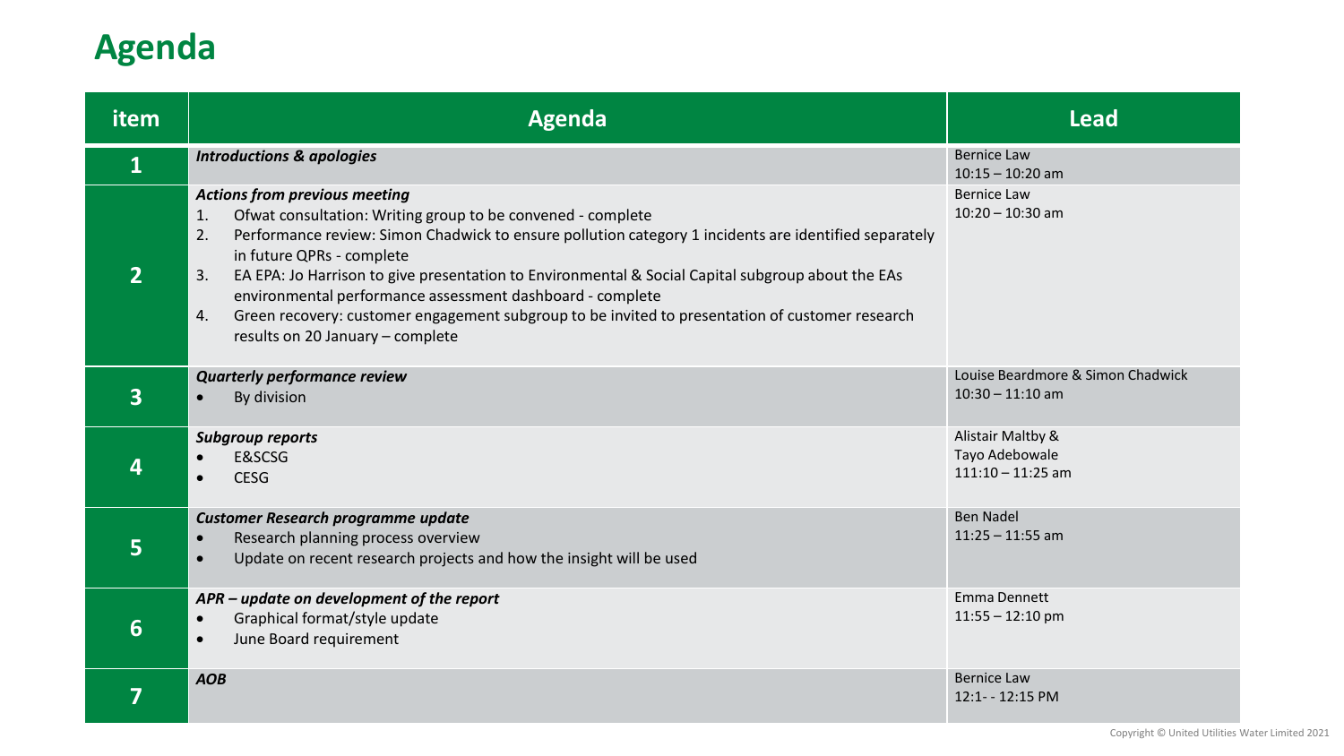# Agenda

| item | Agenda | Lead |
| --- | --- | --- |
| 1 | ***Introductions & apologies*** | Bernice Law<br>10:15 – 10:20 am |
| 2 | ***Actions from previous meeting***<br>1. Ofwat consultation: Writing group to be convened - complete<br>2. Performance review: Simon Chadwick to ensure pollution category 1 incidents are identified separately in future QPRs - complete<br>3. EA EPA: Jo Harrison to give presentation to Environmental & Social Capital subgroup about the EAs environmental performance assessment dashboard - complete<br>4. Green recovery: customer engagement subgroup to be invited to presentation of customer research results on 20 January – complete | Bernice Law<br>10:20 – 10:30 am |
| 3 | ***Quarterly performance review***<br>• By division | Louise Beardmore & Simon Chadwick<br>10:30 – 11:10 am |
| 4 | ***Subgroup reports***<br>• E&SCSG<br>• CESG | Alistair Maltby &<br>Tayo Adebowale<br>111:10 – 11:25 am |
| 5 | ***Customer Research programme update***<br>• Research planning process overview<br>• Update on recent research projects and how the insight will be used | Ben Nadel<br>11:25 – 11:55 am |
| 6 | ***APR – update on development of the report***<br>• Graphical format/style update<br>• June Board requirement | Emma Dennett<br>11:55 – 12:10 pm |
| 7 | ***AOB*** | Bernice Law<br>12:1- - 12:15 PM |

Copyright © United Utilities Water Limited 2021